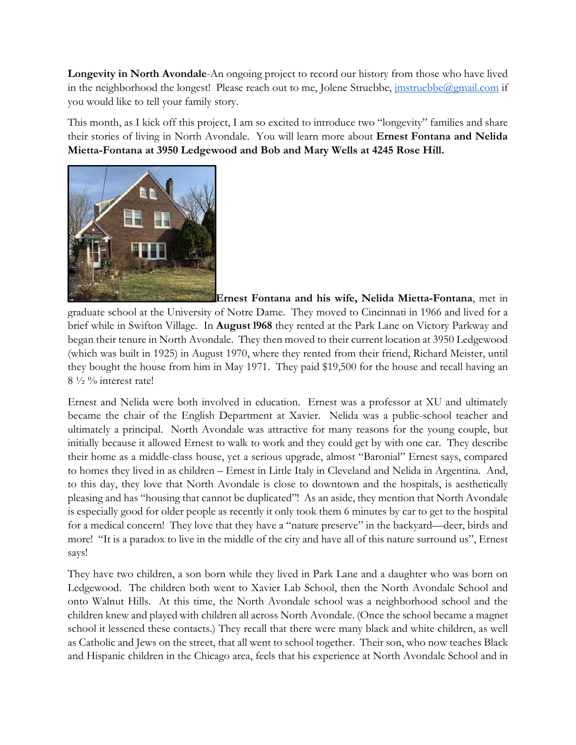**Longevity in North Avondale**-An ongoing project to record our history from those who have lived in the neighborhood the longest! Please reach out to me, Jolene Struebbe, jmstruebbe@gmail.com if you would like to tell your family story.

This month, as I kick off this project, I am so excited to introduce two "longevity" families and share their stories of living in North Avondale. You will learn more about **Ernest Fontana and Nelida Mietta-Fontana at 3950 Ledgewood and Bob and Mary Wells at 4245 Rose Hill.**

**Ernest Fontana and his wife, Nelida Mietta-Fontana**, met in graduate school at the University of Notre Dame. They moved to Cincinnati in 1966 and lived for a brief while in Swifton Village. In **August 1968** they rented at the Park Lane on Victory Parkway and began their tenure in North Avondale. They then moved to their current location at 3950 Ledgewood (which was built in 1925) in August 1970, where they rented from their friend, Richard Meister, until they bought the house from him in May 1971. They paid $19,500 for the house and recall having an 8 ½ % interest rate!

Ernest and Nelida were both involved in education. Ernest was a professor at XU and ultimately became the chair of the English Department at Xavier. Nelida was a public-school teacher and ultimately a principal. North Avondale was attractive for many reasons for the young couple, but initially because it allowed Ernest to walk to work and they could get by with one car. They describe their home as a middle-class house, yet a serious upgrade, almost "Baronial" Ernest says, compared to homes they lived in as children – Ernest in Little Italy in Cleveland and Nelida in Argentina. And, to this day, they love that North Avondale is close to downtown and the hospitals, is aesthetically pleasing and has "housing that cannot be duplicated"! As an aside, they mention that North Avondale is especially good for older people as recently it only took them 6 minutes by car to get to the hospital for a medical concern! They love that they have a "nature preserve" in the backyard—deer, birds and more! "It is a paradox to live in the middle of the city and have all of this nature surround us", Ernest says!

They have two children, a son born while they lived in Park Lane and a daughter who was born on Ledgewood. The children both went to Xavier Lab School, then the North Avondale School and onto Walnut Hills. At this time, the North Avondale school was a neighborhood school and the children knew and played with children all across North Avondale. (Once the school became a magnet school it lessened these contacts.) They recall that there were many black and white children, as well as Catholic and Jews on the street, that all went to school together. Their son, who now teaches Black and Hispanic children in the Chicago area, feels that his experience at North Avondale School and in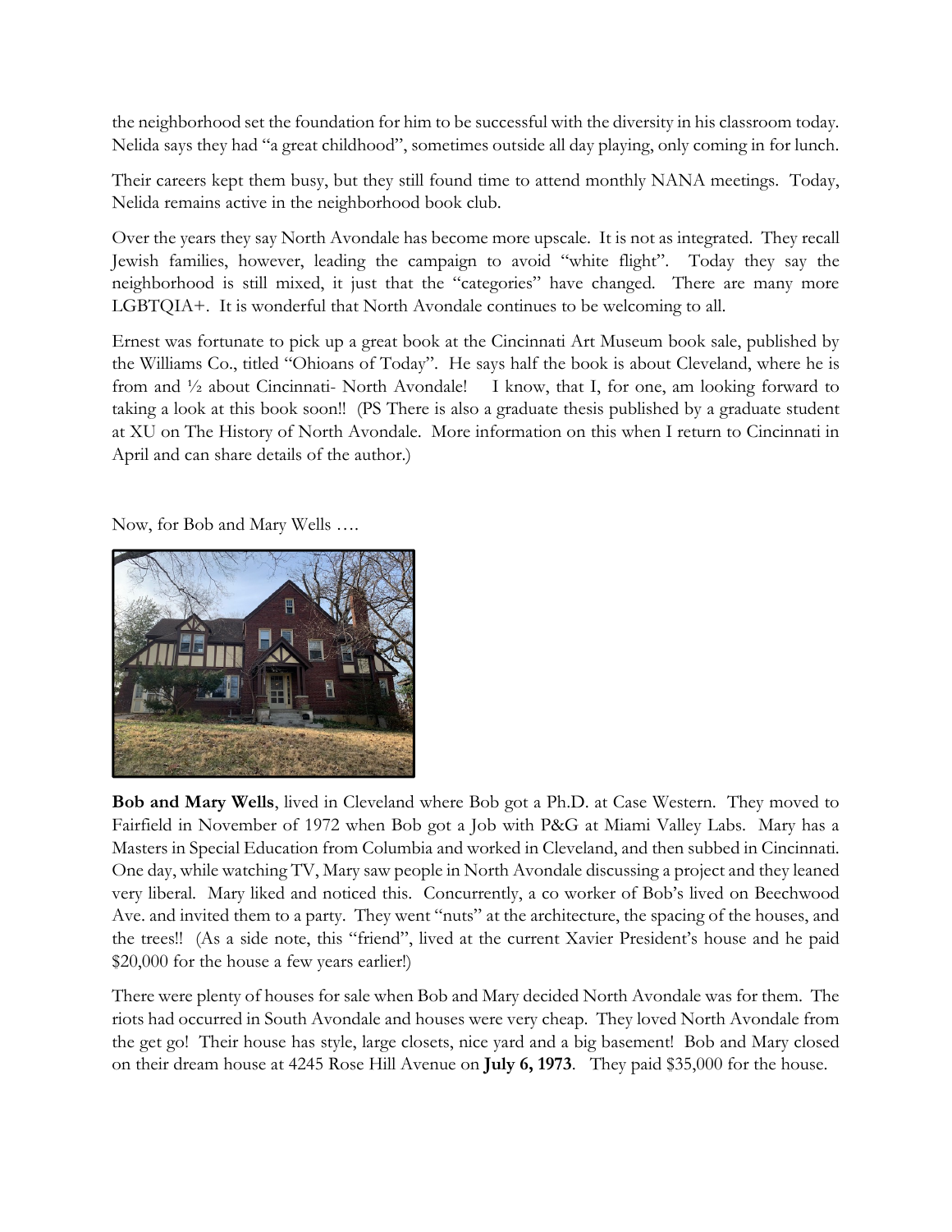the neighborhood set the foundation for him to be successful with the diversity in his classroom today. Nelida says they had "a great childhood", sometimes outside all day playing, only coming in for lunch.

Their careers kept them busy, but they still found time to attend monthly NANA meetings. Today, Nelida remains active in the neighborhood book club.

Over the years they say North Avondale has become more upscale. It is not as integrated. They recall Jewish families, however, leading the campaign to avoid "white flight". Today they say the neighborhood is still mixed, it just that the "categories" have changed. There are many more LGBTQIA+. It is wonderful that North Avondale continues to be welcoming to all.

Ernest was fortunate to pick up a great book at the Cincinnati Art Museum book sale, published by the Williams Co., titled "Ohioans of Today". He says half the book is about Cleveland, where he is from and ½ about Cincinnati- North Avondale! I know, that I, for one, am looking forward to taking a look at this book soon!! (PS There is also a graduate thesis published by a graduate student at XU on The History of North Avondale. More information on this when I return to Cincinnati in April and can share details of the author.)

Now, for Bob and Mary Wells ….

**Bob and Mary Wells**, lived in Cleveland where Bob got a Ph.D. at Case Western. They moved to Fairfield in November of 1972 when Bob got a Job with P&G at Miami Valley Labs. Mary has a Masters in Special Education from Columbia and worked in Cleveland, and then subbed in Cincinnati. One day, while watching TV, Mary saw people in North Avondale discussing a project and they leaned very liberal. Mary liked and noticed this. Concurrently, a co worker of Bob's lived on Beechwood Ave. and invited them to a party. They went "nuts" at the architecture, the spacing of the houses, and the trees!! (As a side note, this "friend", lived at the current Xavier President's house and he paid $20,000 for the house a few years earlier!)

There were plenty of houses for sale when Bob and Mary decided North Avondale was for them. The riots had occurred in South Avondale and houses were very cheap. They loved North Avondale from the get go! Their house has style, large closets, nice yard and a big basement! Bob and Mary closed on their dream house at 4245 Rose Hill Avenue on **July 6, 1973**. They paid $35,000 for the house.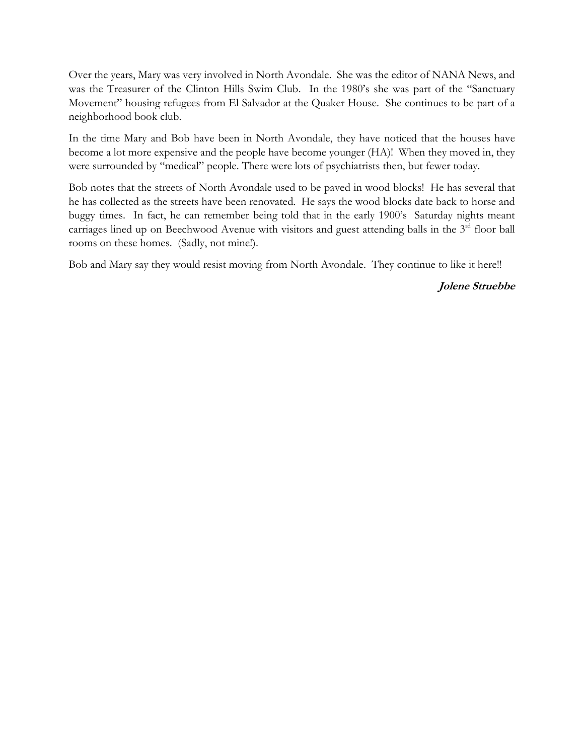Over the years, Mary was very involved in North Avondale. She was the editor of NANA News, and was the Treasurer of the Clinton Hills Swim Club. In the 1980's she was part of the "Sanctuary Movement" housing refugees from El Salvador at the Quaker House. She continues to be part of a neighborhood book club.

In the time Mary and Bob have been in North Avondale, they have noticed that the houses have become a lot more expensive and the people have become younger (HA)! When they moved in, they were surrounded by "medical" people. There were lots of psychiatrists then, but fewer today.

Bob notes that the streets of North Avondale used to be paved in wood blocks! He has several that he has collected as the streets have been renovated. He says the wood blocks date back to horse and buggy times. In fact, he can remember being told that in the early 1900's Saturday nights meant carriages lined up on Beechwood Avenue with visitors and guest attending balls in the 3rd floor ball rooms on these homes. (Sadly, not mine!).

Bob and Mary say they would resist moving from North Avondale. They continue to like it here!!

***Jolene Struebbe***